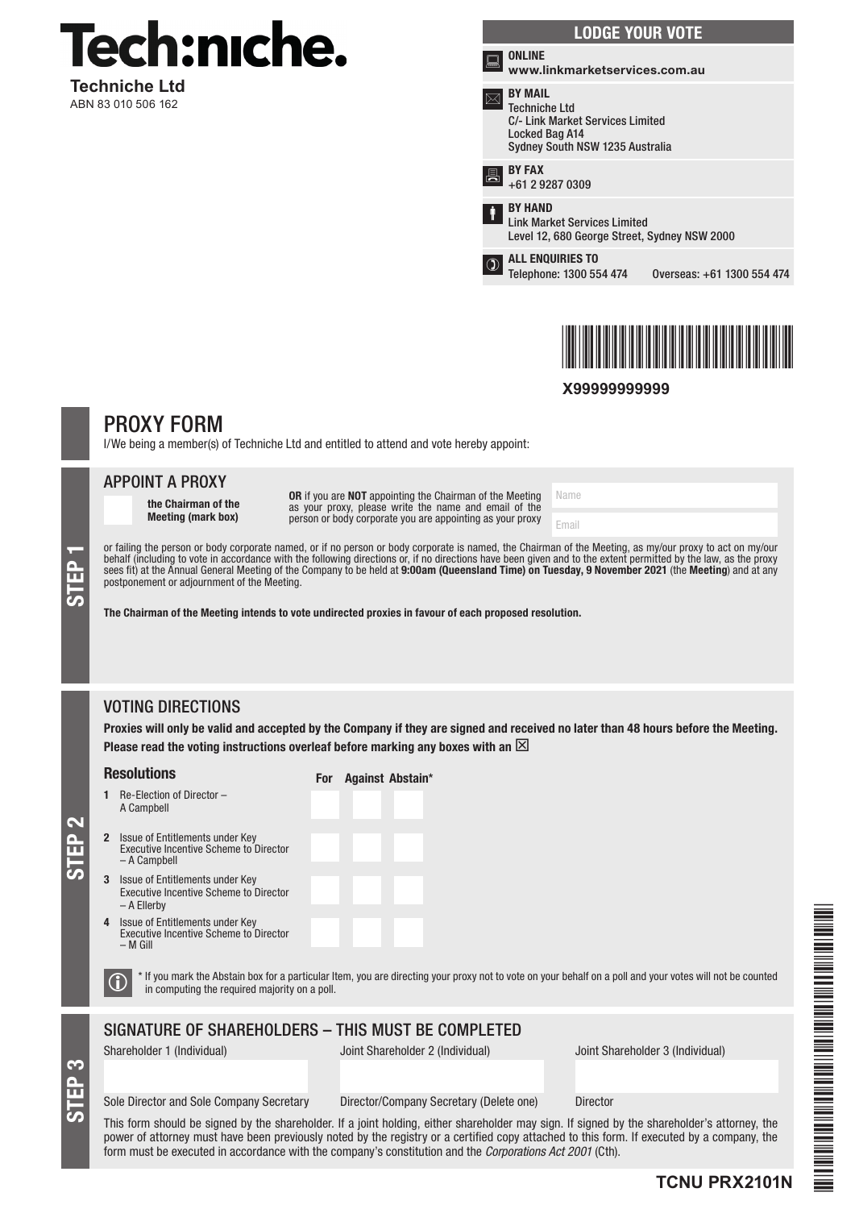# Tech:niche.

**Techniche Ltd**
ABN 83 010 506 162

## LODGE YOUR VOTE

**ONLINE**
**www.linkmarketservices.com.au**

**BY MAIL**
Techniche Ltd
C/- Link Market Services Limited
Locked Bag A14
Sydney South NSW 1235 Australia

**BY FAX**
+61 2 9287 0309

**BY HAND**
Link Market Services Limited
Level 12, 680 George Street, Sydney NSW 2000

**ALL ENQUIRIES TO**
Telephone: 1300 554 474 Overseas: +61 1300 554 474

**X99999999999**

# PROXY FORM

I/We being a member(s) of Techniche Ltd and entitled to attend and vote hereby appoint:

## STEP 1

### APPOINT A PROXY

☐ **the Chairman of the Meeting (mark box)**

**OR** if you are **NOT** appointing the Chairman of the Meeting as your proxy, please write the name and email of the person or body corporate you are appointing as your proxy

Name

Email

or failing the person or body corporate named, or if no person or body corporate is named, the Chairman of the Meeting, as my/our proxy to act on my/our behalf (including to vote in accordance with the following directions or, if no directions have been given and to the extent permitted by the law, as the proxy sees fit) at the Annual General Meeting of the Company to be held at **9:00am (Queensland Time) on Tuesday, 9 November 2021** (the **Meeting**) and at any postponement or adjournment of the Meeting.

**The Chairman of the Meeting intends to vote undirected proxies in favour of each proposed resolution.**

## STEP 2

### VOTING DIRECTIONS

**Proxies will only be valid and accepted by the Company if they are signed and received no later than 48 hours before the Meeting.**
**Please read the voting instructions overleaf before marking any boxes with an ☒**

| **Resolutions** | For | Against | Abstain* |
|---|---|---|---|
| 1 Re-Election of Director – A Campbell | | | |
| 2 Issue of Entitlements under Key Executive Incentive Scheme to Director – A Campbell | | | |
| 3 Issue of Entitlements under Key Executive Incentive Scheme to Director – A Ellerby | | | |
| 4 Issue of Entitlements under Key Executive Incentive Scheme to Director – M Gill | | | |

* If you mark the Abstain box for a particular Item, you are directing your proxy not to vote on your behalf on a poll and your votes will not be counted in computing the required majority on a poll.

## STEP 3

### SIGNATURE OF SHAREHOLDERS – THIS MUST BE COMPLETED

| Shareholder 1 (Individual) | Joint Shareholder 2 (Individual) | Joint Shareholder 3 (Individual) |
|---|---|---|
| | | |
| Sole Director and Sole Company Secretary | Director/Company Secretary (Delete one) | Director |

This form should be signed by the shareholder. If a joint holding, either shareholder may sign. If signed by the shareholder's attorney, the power of attorney must have been previously noted by the registry or a certified copy attached to this form. If executed by a company, the form must be executed in accordance with the company's constitution and the *Corporations Act 2001* (Cth).

**TCNU PRX2101N**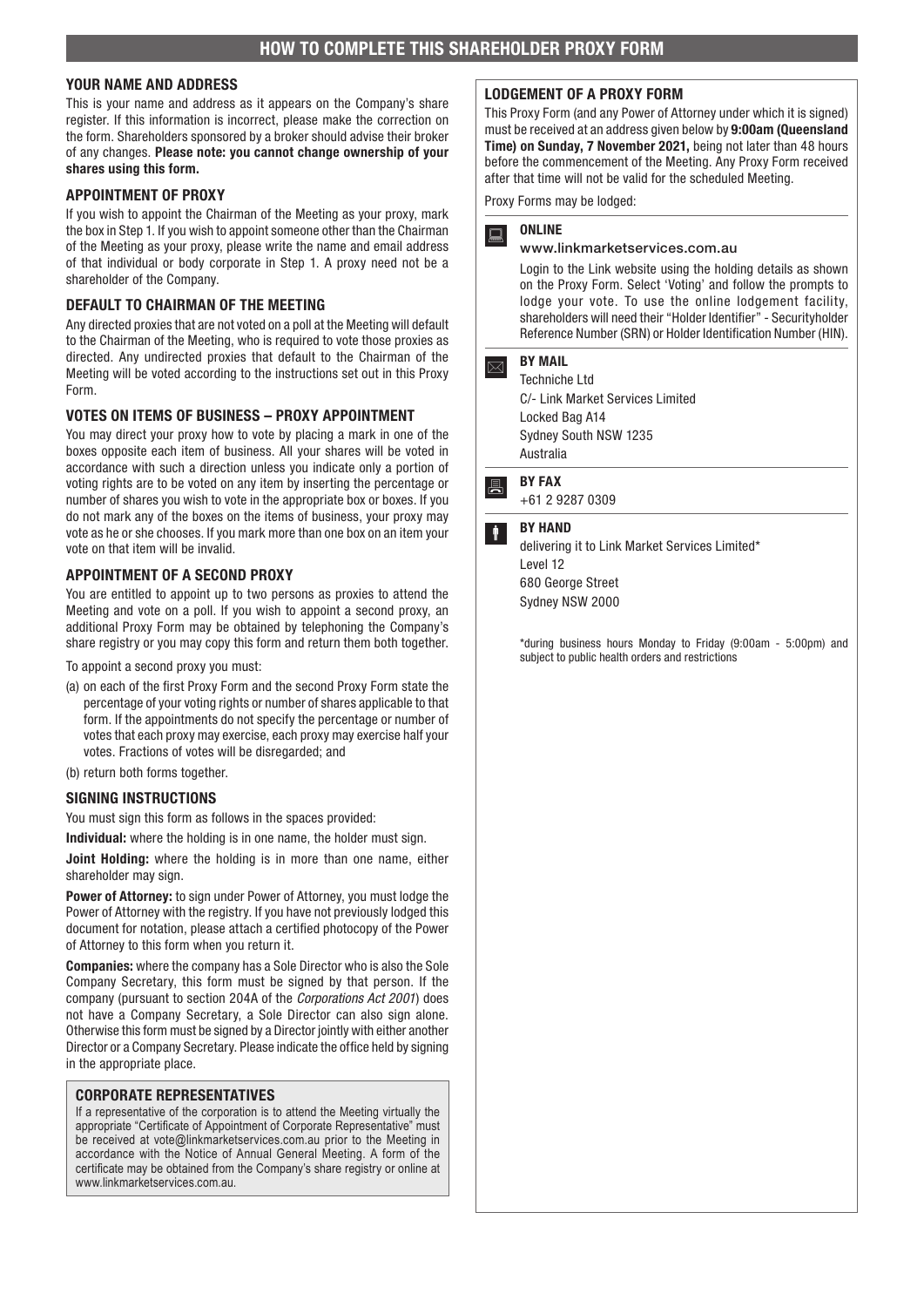# HOW TO COMPLETE THIS SHAREHOLDER PROXY FORM

## YOUR NAME AND ADDRESS

This is your name and address as it appears on the Company's share register. If this information is incorrect, please make the correction on the form. Shareholders sponsored by a broker should advise their broker of any changes. **Please note: you cannot change ownership of your shares using this form.**

## APPOINTMENT OF PROXY

If you wish to appoint the Chairman of the Meeting as your proxy, mark the box in Step 1. If you wish to appoint someone other than the Chairman of the Meeting as your proxy, please write the name and email address of that individual or body corporate in Step 1. A proxy need not be a shareholder of the Company.

## DEFAULT TO CHAIRMAN OF THE MEETING

Any directed proxies that are not voted on a poll at the Meeting will default to the Chairman of the Meeting, who is required to vote those proxies as directed. Any undirected proxies that default to the Chairman of the Meeting will be voted according to the instructions set out in this Proxy Form.

## VOTES ON ITEMS OF BUSINESS – PROXY APPOINTMENT

You may direct your proxy how to vote by placing a mark in one of the boxes opposite each item of business. All your shares will be voted in accordance with such a direction unless you indicate only a portion of voting rights are to be voted on any item by inserting the percentage or number of shares you wish to vote in the appropriate box or boxes. If you do not mark any of the boxes on the items of business, your proxy may vote as he or she chooses. If you mark more than one box on an item your vote on that item will be invalid.

## APPOINTMENT OF A SECOND PROXY

You are entitled to appoint up to two persons as proxies to attend the Meeting and vote on a poll. If you wish to appoint a second proxy, an additional Proxy Form may be obtained by telephoning the Company's share registry or you may copy this form and return them both together.

To appoint a second proxy you must:

(a) on each of the first Proxy Form and the second Proxy Form state the percentage of your voting rights or number of shares applicable to that form. If the appointments do not specify the percentage or number of votes that each proxy may exercise, each proxy may exercise half your votes. Fractions of votes will be disregarded; and

(b) return both forms together.

## SIGNING INSTRUCTIONS

You must sign this form as follows in the spaces provided:

**Individual:** where the holding is in one name, the holder must sign.

**Joint Holding:** where the holding is in more than one name, either shareholder may sign.

**Power of Attorney:** to sign under Power of Attorney, you must lodge the Power of Attorney with the registry. If you have not previously lodged this document for notation, please attach a certified photocopy of the Power of Attorney to this form when you return it.

**Companies:** where the company has a Sole Director who is also the Sole Company Secretary, this form must be signed by that person. If the company (pursuant to section 204A of the *Corporations Act 2001*) does not have a Company Secretary, a Sole Director can also sign alone. Otherwise this form must be signed by a Director jointly with either another Director or a Company Secretary. Please indicate the office held by signing in the appropriate place.

## CORPORATE REPRESENTATIVES

If a representative of the corporation is to attend the Meeting virtually the appropriate "Certificate of Appointment of Corporate Representative" must be received at vote@linkmarketservices.com.au prior to the Meeting in accordance with the Notice of Annual General Meeting. A form of the certificate may be obtained from the Company's share registry or online at www.linkmarketservices.com.au.

## LODGEMENT OF A PROXY FORM

This Proxy Form (and any Power of Attorney under which it is signed) must be received at an address given below by **9:00am (Queensland Time) on Sunday, 7 November 2021,** being not later than 48 hours before the commencement of the Meeting. Any Proxy Form received after that time will not be valid for the scheduled Meeting.

Proxy Forms may be lodged:

### ONLINE

www.linkmarketservices.com.au

Login to the Link website using the holding details as shown on the Proxy Form. Select 'Voting' and follow the prompts to lodge your vote. To use the online lodgement facility, shareholders will need their "Holder Identifier" - Securityholder Reference Number (SRN) or Holder Identification Number (HIN).

### BY MAIL

Techniche Ltd
C/- Link Market Services Limited
Locked Bag A14
Sydney South NSW 1235
Australia

### BY FAX

+61 2 9287 0309

### BY HAND

delivering it to Link Market Services Limited*
Level 12
680 George Street
Sydney NSW 2000

*during business hours Monday to Friday (9:00am - 5:00pm) and subject to public health orders and restrictions